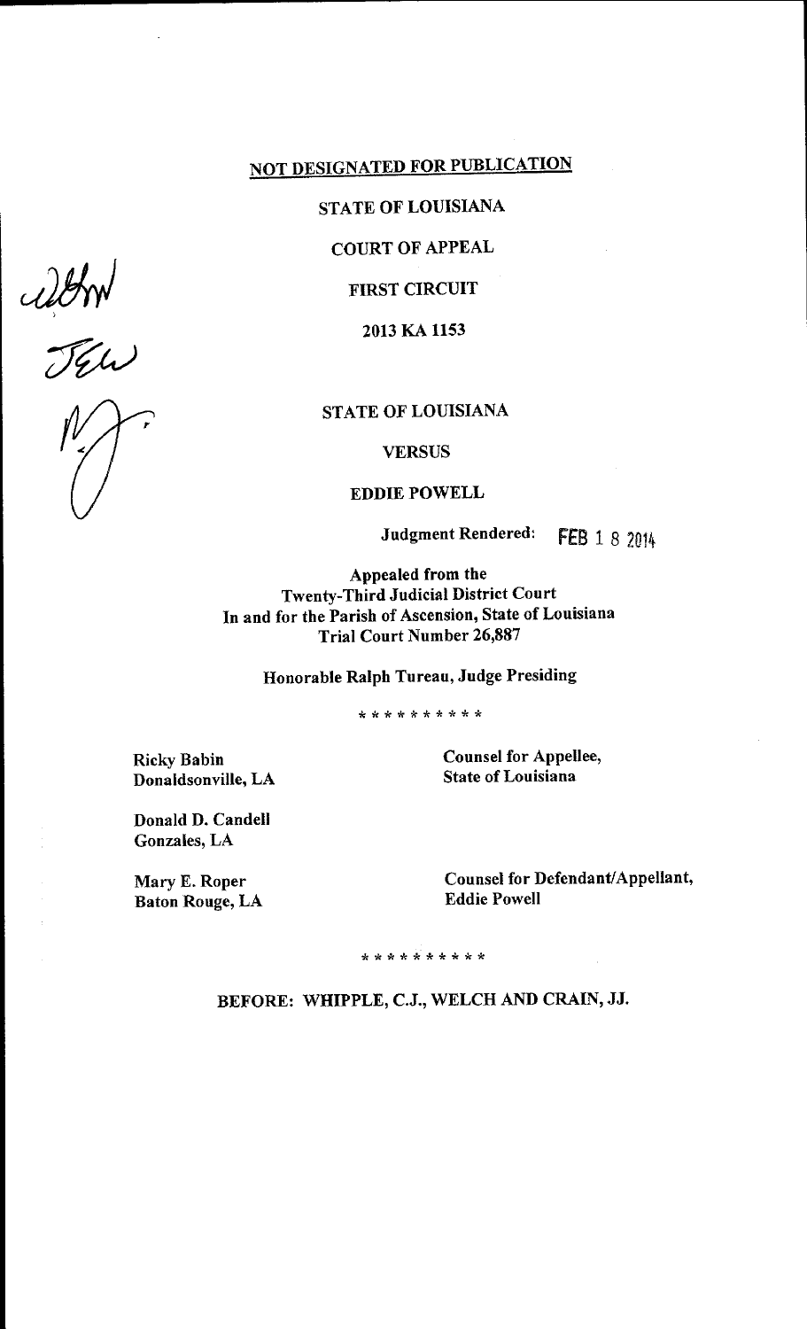**NOT DESIGNATED FOR PUBLICATION**

**STATE OF LOUISIANA**

**COURT OF APPEAL**

**FIRST CIRCUIT**

**2013 KA 1153**

**STATE OF LOUISIANA**

**VERSUS**

**EDDIE POWELL**

**Judgment Rendered: FEB 18 2014**

**Appealed from the**
**Twenty-Third Judicial District Court**
**In and for the Parish of Ascension, State of Louisiana**
**Trial Court Number 26,887**

**Honorable Ralph Tureau, Judge Presiding**

\* \* \* \* \* \* \* \* \* \*

| | |
|---|---|
| Ricky Babin<br>Donaldsonville, LA | **Counsel for Appellee,**<br>**State of Louisiana** |
| Donald D. Candell<br>Gonzales, LA | |
| Mary E. Roper<br>Baton Rouge, LA | **Counsel for Defendant/Appellant,**<br>**Eddie Powell** |

\* \* \* \* \* \* \* \* \* \*

**BEFORE: WHIPPLE, C.J., WELCH AND CRAIN, JJ.**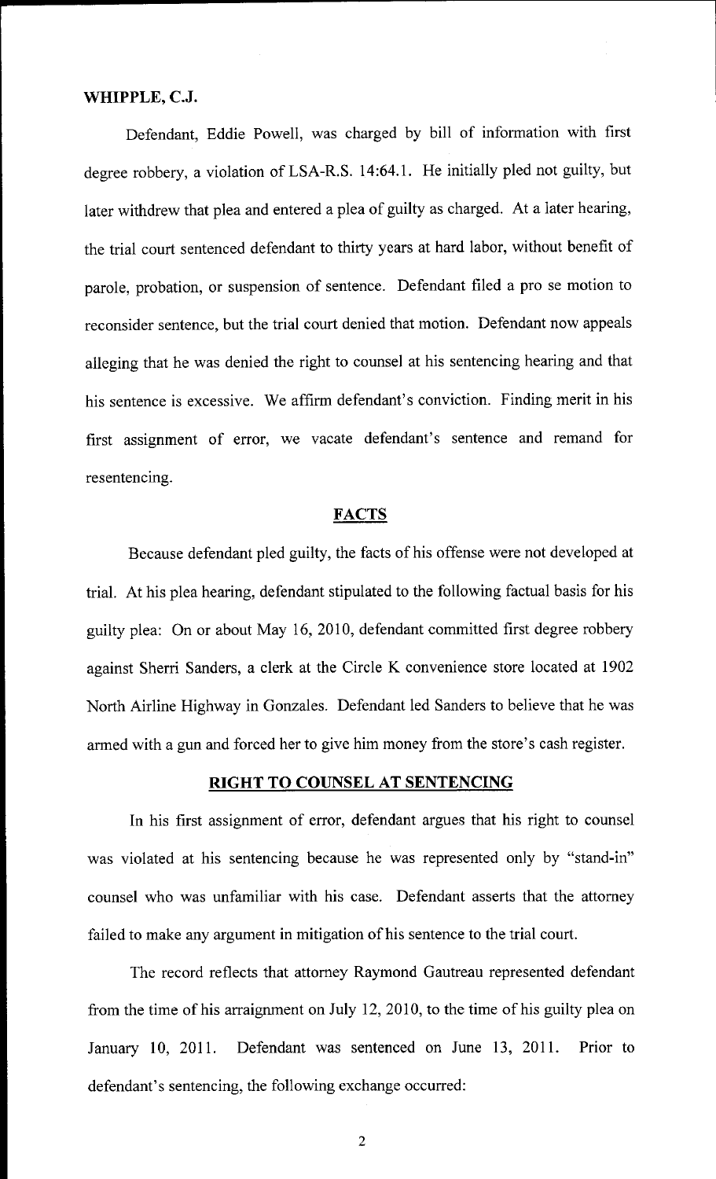**WHIPPLE, C.J.**

Defendant, Eddie Powell, was charged by bill of information with first degree robbery, a violation of LSA-R.S. 14:64.1. He initially pled not guilty, but later withdrew that plea and entered a plea of guilty as charged. At a later hearing, the trial court sentenced defendant to thirty years at hard labor, without benefit of parole, probation, or suspension of sentence. Defendant filed a pro se motion to reconsider sentence, but the trial court denied that motion. Defendant now appeals alleging that he was denied the right to counsel at his sentencing hearing and that his sentence is excessive. We affirm defendant's conviction. Finding merit in his first assignment of error, we vacate defendant's sentence and remand for resentencing.

## FACTS

Because defendant pled guilty, the facts of his offense were not developed at trial. At his plea hearing, defendant stipulated to the following factual basis for his guilty plea: On or about May 16, 2010, defendant committed first degree robbery against Sherri Sanders, a clerk at the Circle K convenience store located at 1902 North Airline Highway in Gonzales. Defendant led Sanders to believe that he was armed with a gun and forced her to give him money from the store's cash register.

## RIGHT TO COUNSEL AT SENTENCING

In his first assignment of error, defendant argues that his right to counsel was violated at his sentencing because he was represented only by "stand-in" counsel who was unfamiliar with his case. Defendant asserts that the attorney failed to make any argument in mitigation of his sentence to the trial court.

The record reflects that attorney Raymond Gautreau represented defendant from the time of his arraignment on July 12, 2010, to the time of his guilty plea on January 10, 2011. Defendant was sentenced on June 13, 2011. Prior to defendant's sentencing, the following exchange occurred: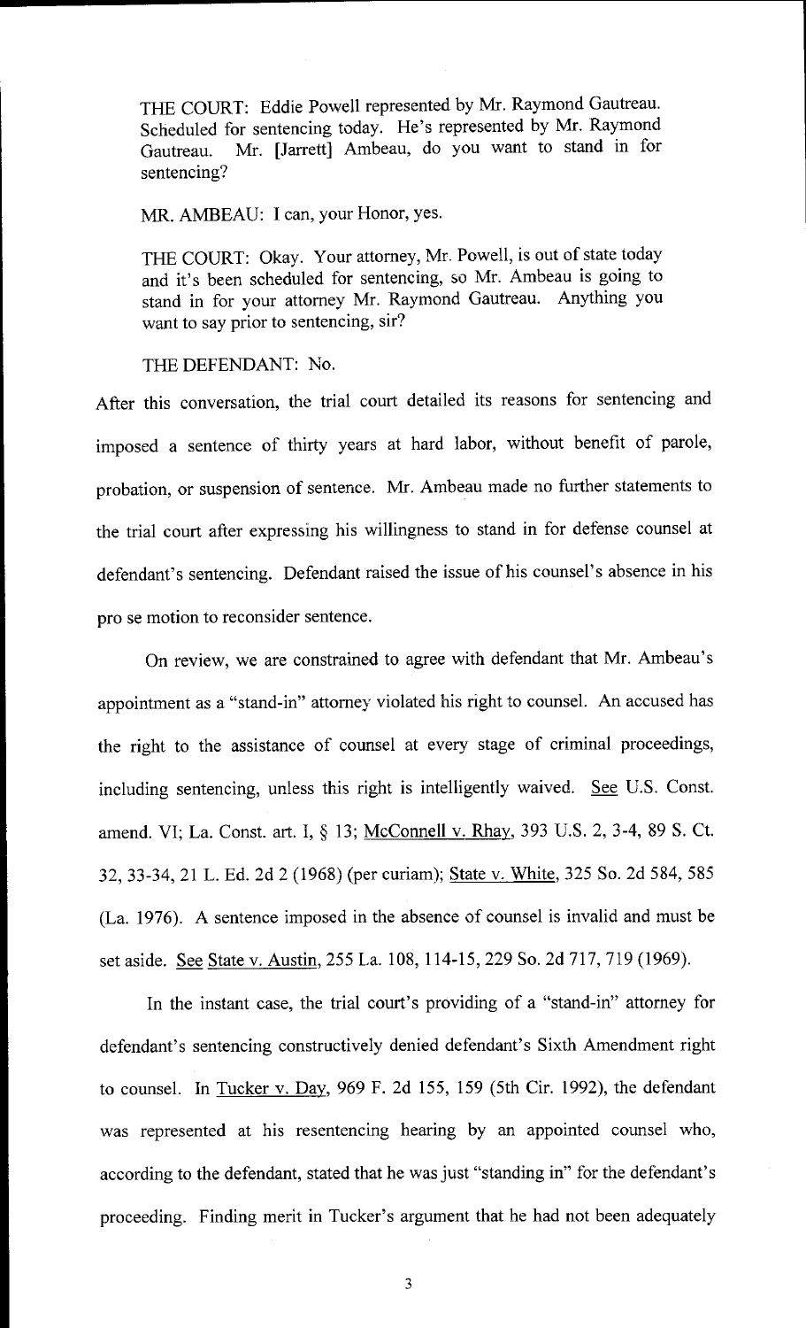THE COURT: Eddie Powell represented by Mr. Raymond Gautreau. Scheduled for sentencing today. He's represented by Mr. Raymond Gautreau. Mr. [Jarrett] Ambeau, do you want to stand in for sentencing?

MR. AMBEAU: I can, your Honor, yes.

THE COURT: Okay. Your attorney, Mr. Powell, is out of state today and it's been scheduled for sentencing, so Mr. Ambeau is going to stand in for your attorney Mr. Raymond Gautreau. Anything you want to say prior to sentencing, sir?

THE DEFENDANT: No.

After this conversation, the trial court detailed its reasons for sentencing and imposed a sentence of thirty years at hard labor, without benefit of parole, probation, or suspension of sentence. Mr. Ambeau made no further statements to the trial court after expressing his willingness to stand in for defense counsel at defendant's sentencing. Defendant raised the issue of his counsel's absence in his pro se motion to reconsider sentence.

On review, we are constrained to agree with defendant that Mr. Ambeau's appointment as a "stand-in" attorney violated his right to counsel. An accused has the right to the assistance of counsel at every stage of criminal proceedings, including sentencing, unless this right is intelligently waived. See U.S. Const. amend. VI; La. Const. art. I, § 13; McConnell v. Rhay, 393 U.S. 2, 3-4, 89 S. Ct. 32, 33-34, 21 L. Ed. 2d 2 (1968) (per curiam); State v. White, 325 So. 2d 584, 585 (La. 1976). A sentence imposed in the absence of counsel is invalid and must be set aside. See State v. Austin, 255 La. 108, 114-15, 229 So. 2d 717, 719 (1969).

In the instant case, the trial court's providing of a "stand-in" attorney for defendant's sentencing constructively denied defendant's Sixth Amendment right to counsel. In Tucker v. Day, 969 F. 2d 155, 159 (5th Cir. 1992), the defendant was represented at his resentencing hearing by an appointed counsel who, according to the defendant, stated that he was just "standing in" for the defendant's proceeding. Finding merit in Tucker's argument that he had not been adequately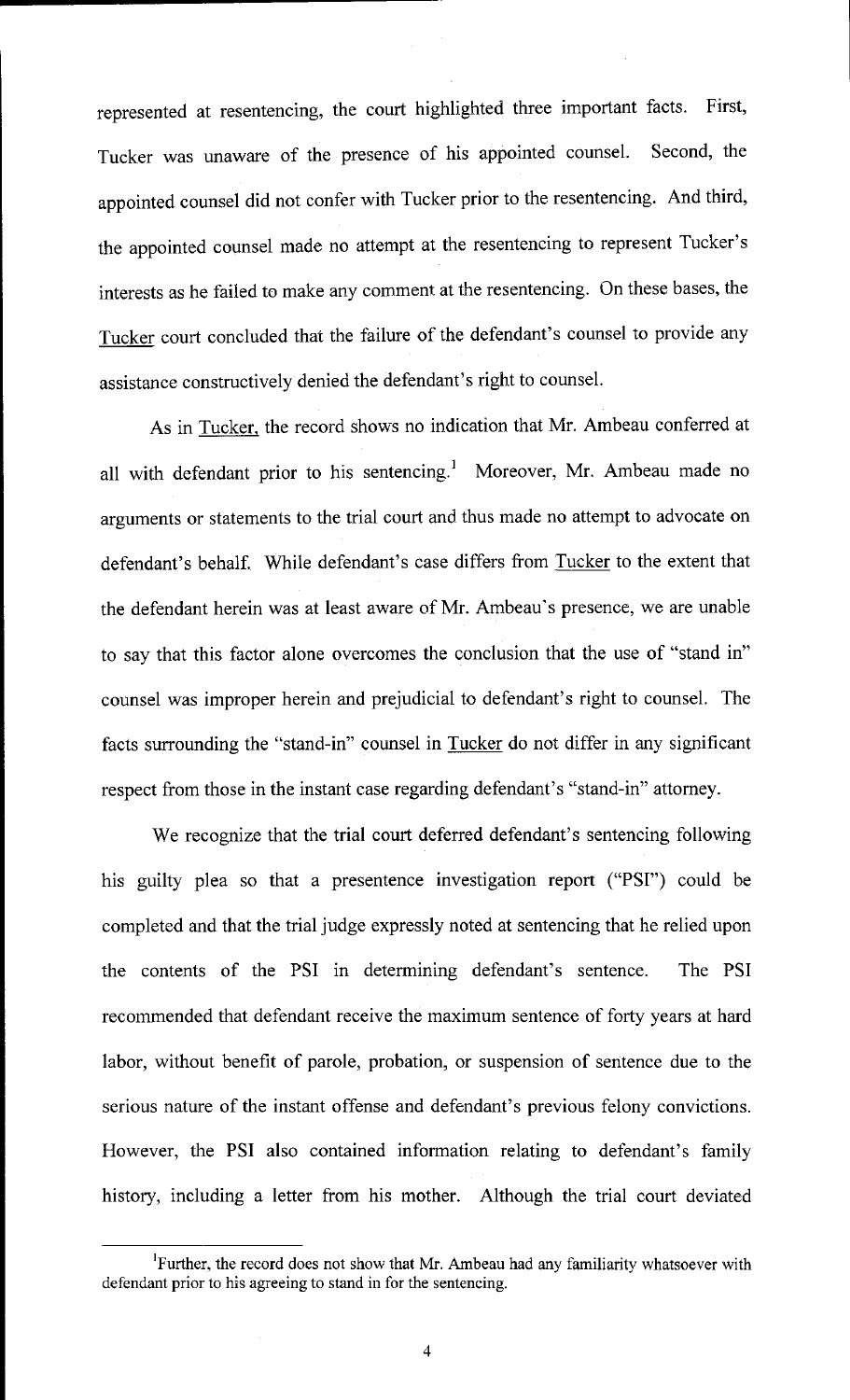represented at resentencing, the court highlighted three important facts. First, Tucker was unaware of the presence of his appointed counsel. Second, the appointed counsel did not confer with Tucker prior to the resentencing. And third, the appointed counsel made no attempt at the resentencing to represent Tucker's interests as he failed to make any comment at the resentencing. On these bases, the Tucker court concluded that the failure of the defendant's counsel to provide any assistance constructively denied the defendant's right to counsel.

As in Tucker, the record shows no indication that Mr. Ambeau conferred at all with defendant prior to his sentencing.[1] Moreover, Mr. Ambeau made no arguments or statements to the trial court and thus made no attempt to advocate on defendant's behalf. While defendant's case differs from Tucker to the extent that the defendant herein was at least aware of Mr. Ambeau's presence, we are unable to say that this factor alone overcomes the conclusion that the use of "stand in" counsel was improper herein and prejudicial to defendant's right to counsel. The facts surrounding the "stand-in" counsel in Tucker do not differ in any significant respect from those in the instant case regarding defendant's "stand-in" attorney.

We recognize that the trial court deferred defendant's sentencing following his guilty plea so that a presentence investigation report ("PSI") could be completed and that the trial judge expressly noted at sentencing that he relied upon the contents of the PSI in determining defendant's sentence. The PSI recommended that defendant receive the maximum sentence of forty years at hard labor, without benefit of parole, probation, or suspension of sentence due to the serious nature of the instant offense and defendant's previous felony convictions. However, the PSI also contained information relating to defendant's family history, including a letter from his mother. Although the trial court deviated

[1] Further, the record does not show that Mr. Ambeau had any familiarity whatsoever with defendant prior to his agreeing to stand in for the sentencing.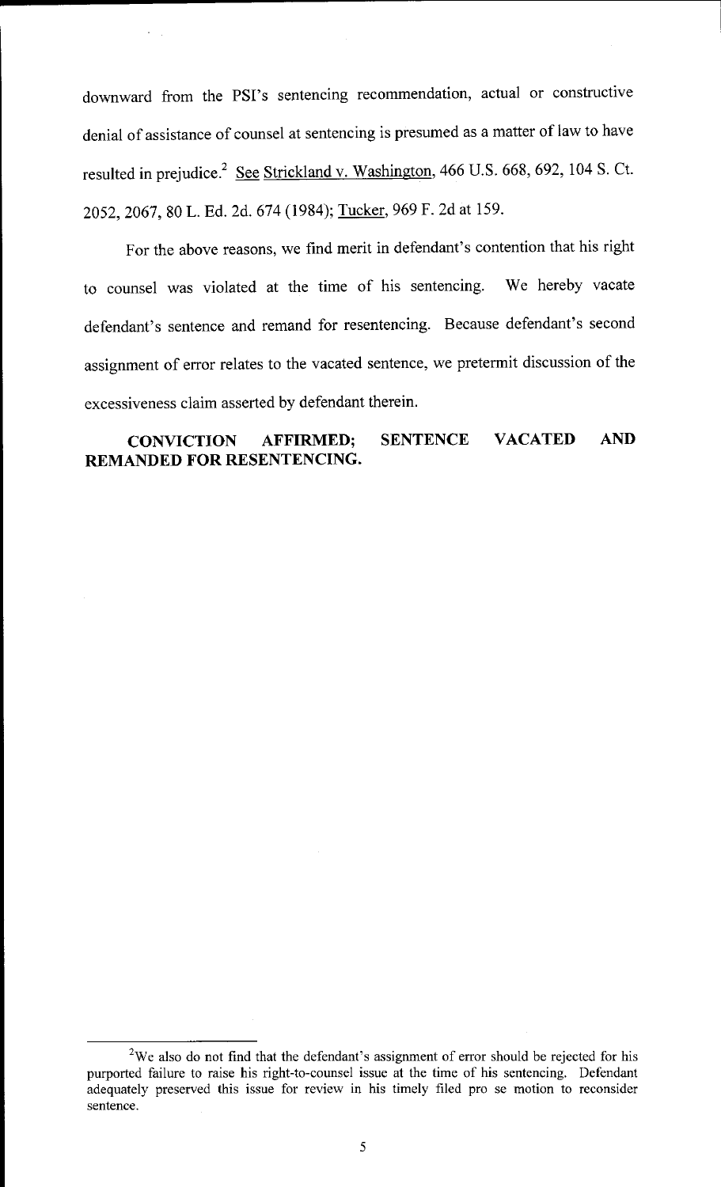downward from the PSI's sentencing recommendation, actual or constructive denial of assistance of counsel at sentencing is presumed as a matter of law to have resulted in prejudice.[2] See Strickland v. Washington, 466 U.S. 668, 692, 104 S. Ct. 2052, 2067, 80 L. Ed. 2d. 674 (1984); Tucker, 969 F. 2d at 159.

For the above reasons, we find merit in defendant's contention that his right to counsel was violated at the time of his sentencing. We hereby vacate defendant's sentence and remand for resentencing. Because defendant's second assignment of error relates to the vacated sentence, we pretermit discussion of the excessiveness claim asserted by defendant therein.

**CONVICTION AFFIRMED; SENTENCE VACATED AND REMANDED FOR RESENTENCING.**

---

[2] We also do not find that the defendant's assignment of error should be rejected for his purported failure to raise his right-to-counsel issue at the time of his sentencing. Defendant adequately preserved this issue for review in his timely filed pro se motion to reconsider sentence.